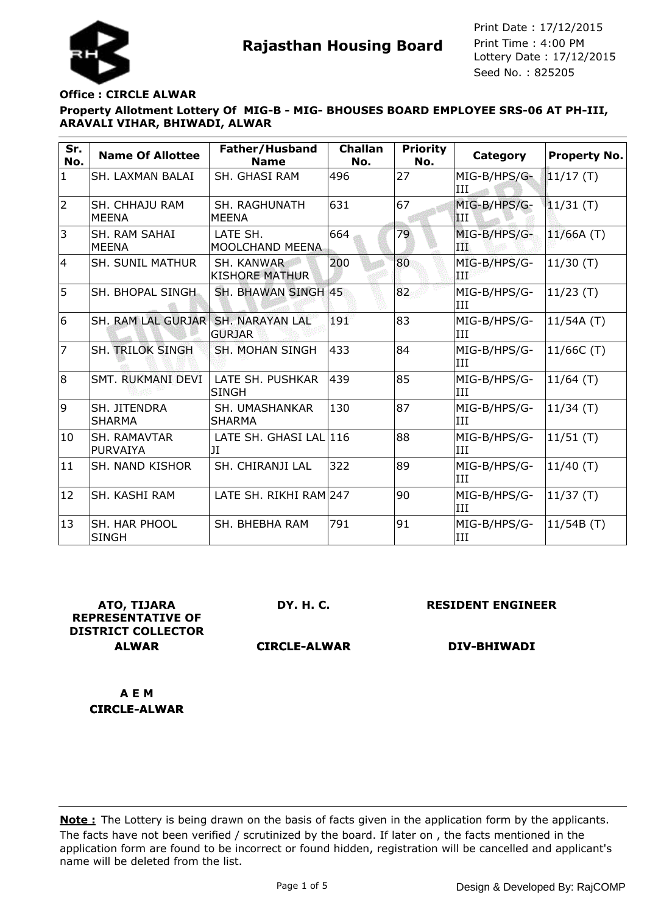# Rajasthan Housing Board

Print Date : 17/12/2015
Print Time : 4:00 PM
Lottery Date : 17/12/2015
Seed No. : 825205

**Office : CIRCLE ALWAR**

**Property Allotment Lottery Of MIG-B - MIG- BHOUSES BOARD EMPLOYEE SRS-06 AT PH-III, ARAVALI VIHAR, BHIWADI, ALWAR**

| Sr. No. | Name Of Allottee | Father/Husband Name | Challan No. | Priority No. | Category | Property No. |
|---|---|---|---|---|---|---|
| 1 | SH. LAXMAN BALAI | SH. GHASI RAM | 496 | 27 | MIG-B/HPS/G-III | 11/17 (T) |
| 2 | SH. CHHAJU RAM MEENA | SH. RAGHUNATH MEENA | 631 | 67 | MIG-B/HPS/G-III | 11/31 (T) |
| 3 | SH. RAM SAHAI MEENA | LATE SH. MOOLCHAND MEENA | 664 | 79 | MIG-B/HPS/G-III | 11/66A (T) |
| 4 | SH. SUNIL MATHUR | SH. KANWAR KISHORE MATHUR | 200 | 80 | MIG-B/HPS/G-III | 11/30 (T) |
| 5 | SH. BHOPAL SINGH | SH. BHAWAN SINGH | 45 | 82 | MIG-B/HPS/G-III | 11/23 (T) |
| 6 | SH. RAM LAL GURJAR | SH. NARAYAN LAL GURJAR | 191 | 83 | MIG-B/HPS/G-III | 11/54A (T) |
| 7 | SH. TRILOK SINGH | SH. MOHAN SINGH | 433 | 84 | MIG-B/HPS/G-III | 11/66C (T) |
| 8 | SMT. RUKMANI DEVI | LATE SH. PUSHKAR SINGH | 439 | 85 | MIG-B/HPS/G-III | 11/64 (T) |
| 9 | SH. JITENDRA SHARMA | SH. UMASHANKAR SHARMA | 130 | 87 | MIG-B/HPS/G-III | 11/34 (T) |
| 10 | SH. RAMAVTAR PURVAIYA | LATE SH. GHASI LAL JI | 116 | 88 | MIG-B/HPS/G-III | 11/51 (T) |
| 11 | SH. NAND KISHOR | SH. CHIRANJI LAL | 322 | 89 | MIG-B/HPS/G-III | 11/40 (T) |
| 12 | SH. KASHI RAM | LATE SH. RIKHI RAM | 247 | 90 | MIG-B/HPS/G-III | 11/37 (T) |
| 13 | SH. HAR PHOOL SINGH | SH. BHEBHA RAM | 791 | 91 | MIG-B/HPS/G-III | 11/54B (T) |

**ATO, TIJARA REPRESENTATIVE OF DISTRICT COLLECTOR ALWAR**

**DY. H. C. CIRCLE-ALWAR**

**RESIDENT ENGINEER DIV-BHIWADI**

**A E M CIRCLE-ALWAR**

**Note :** The Lottery is being drawn on the basis of facts given in the application form by the applicants. The facts have not been verified / scrutinized by the board. If later on , the facts mentioned in the application form are found to be incorrect or found hidden, registration will be cancelled and applicant's name will be deleted from the list.

Design & Developed By: RajCOMP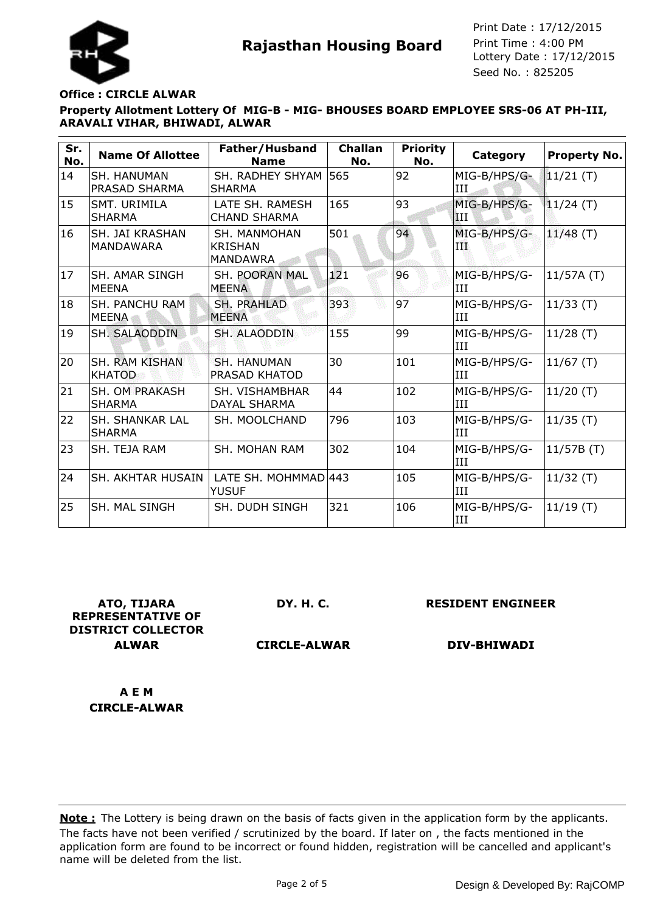**Rajasthan Housing Board**

Print Date : 17/12/2015
Print Time : 4:00 PM
Lottery Date : 17/12/2015
Seed No. : 825205

**Office : CIRCLE ALWAR**

**Property Allotment Lottery Of MIG-B - MIG- BHOUSES BOARD EMPLOYEE SRS-06 AT PH-III, ARAVALI VIHAR, BHIWADI, ALWAR**

| Sr. No. | Name Of Allottee | Father/Husband Name | Challan No. | Priority No. | Category | Property No. |
|---|---|---|---|---|---|---|
| 14 | SH. HANUMAN PRASAD SHARMA | SH. RADHEY SHYAM SHARMA | 565 | 92 | MIG-B/HPS/G-III | 11/21 (T) |
| 15 | SMT. URIMILA SHARMA | LATE SH. RAMESH CHAND SHARMA | 165 | 93 | MIG-B/HPS/G-III | 11/24 (T) |
| 16 | SH. JAI KRASHAN MANDAWARA | SH. MANMOHAN KRISHAN MANDAWRA | 501 | 94 | MIG-B/HPS/G-III | 11/48 (T) |
| 17 | SH. AMAR SINGH MEENA | SH. POORAN MAL MEENA | 121 | 96 | MIG-B/HPS/G-III | 11/57A (T) |
| 18 | SH. PANCHU RAM MEENA | SH. PRAHLAD MEENA | 393 | 97 | MIG-B/HPS/G-III | 11/33 (T) |
| 19 | SH. SALAODDIN | SH. ALAODDIN | 155 | 99 | MIG-B/HPS/G-III | 11/28 (T) |
| 20 | SH. RAM KISHAN KHATOD | SH. HANUMAN PRASAD KHATOD | 30 | 101 | MIG-B/HPS/G-III | 11/67 (T) |
| 21 | SH. OM PRAKASH SHARMA | SH. VISHAMBHAR DAYAL SHARMA | 44 | 102 | MIG-B/HPS/G-III | 11/20 (T) |
| 22 | SH. SHANKAR LAL SHARMA | SH. MOOLCHAND | 796 | 103 | MIG-B/HPS/G-III | 11/35 (T) |
| 23 | SH. TEJA RAM | SH. MOHAN RAM | 302 | 104 | MIG-B/HPS/G-III | 11/57B (T) |
| 24 | SH. AKHTAR HUSAIN | LATE SH. MOHMMAD YUSUF | 443 | 105 | MIG-B/HPS/G-III | 11/32 (T) |
| 25 | SH. MAL SINGH | SH. DUDH SINGH | 321 | 106 | MIG-B/HPS/G-III | 11/19 (T) |

**ATO, TIJARA REPRESENTATIVE OF DISTRICT COLLECTOR ALWAR**

**DY. H. C. CIRCLE-ALWAR**

**RESIDENT ENGINEER DIV-BHIWADI**

**A E M CIRCLE-ALWAR**

**Note :** The Lottery is being drawn on the basis of facts given in the application form by the applicants. The facts have not been verified / scrutinized by the board. If later on , the facts mentioned in the application form are found to be incorrect or found hidden, registration will be cancelled and applicant's name will be deleted from the list.

Design & Developed By: RajCOMP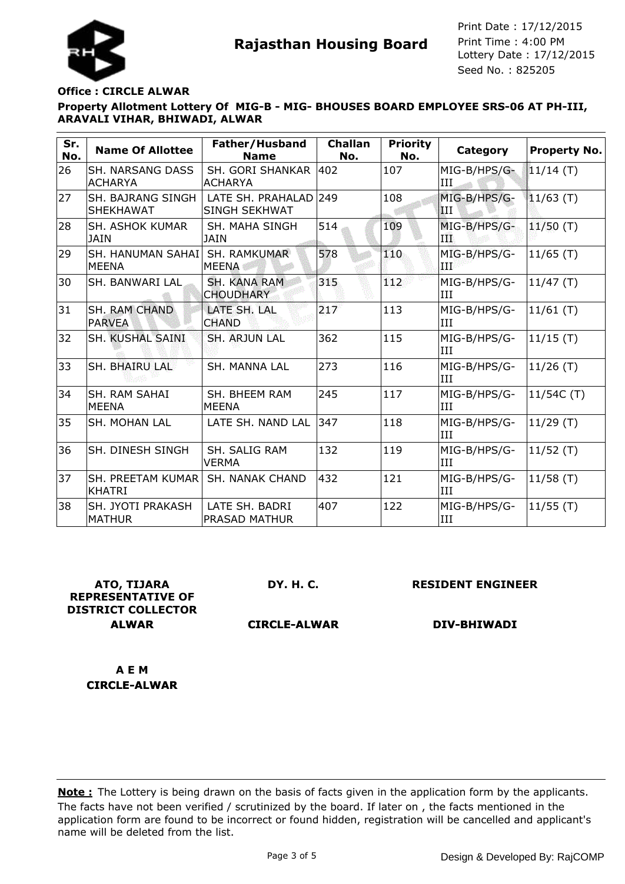**Rajasthan Housing Board**

Print Date : 17/12/2015
Print Time : 4:00 PM
Lottery Date : 17/12/2015
Seed No. : 825205

**Office : CIRCLE ALWAR**

**Property Allotment Lottery Of MIG-B - MIG- BHOUSES BOARD EMPLOYEE SRS-06 AT PH-III, ARAVALI VIHAR, BHIWADI, ALWAR**

| Sr. No. | Name Of Allottee | Father/Husband Name | Challan No. | Priority No. | Category | Property No. |
|---|---|---|---|---|---|---|
| 26 | SH. NARSANG DASS ACHARYA | SH. GORI SHANKAR ACHARYA | 402 | 107 | MIG-B/HPS/G-III | 11/14 (T) |
| 27 | SH. BAJRANG SINGH SHEKHAWAT | LATE SH. PRAHALAD SINGH SEKHWAT | 249 | 108 | MIG-B/HPS/G-III | 11/63 (T) |
| 28 | SH. ASHOK KUMAR JAIN | SH. MAHA SINGH JAIN | 514 | 109 | MIG-B/HPS/G-III | 11/50 (T) |
| 29 | SH. HANUMAN SAHAI MEENA | SH. RAMKUMAR MEENA | 578 | 110 | MIG-B/HPS/G-III | 11/65 (T) |
| 30 | SH. BANWARI LAL | SH. KANA RAM CHOUDHARY | 315 | 112 | MIG-B/HPS/G-III | 11/47 (T) |
| 31 | SH. RAM CHAND PARVEA | LATE SH. LAL CHAND | 217 | 113 | MIG-B/HPS/G-III | 11/61 (T) |
| 32 | SH. KUSHAL SAINI | SH. ARJUN LAL | 362 | 115 | MIG-B/HPS/G-III | 11/15 (T) |
| 33 | SH. BHAIRU LAL | SH. MANNA LAL | 273 | 116 | MIG-B/HPS/G-III | 11/26 (T) |
| 34 | SH. RAM SAHAI MEENA | SH. BHEEM RAM MEENA | 245 | 117 | MIG-B/HPS/G-III | 11/54C (T) |
| 35 | SH. MOHAN LAL | LATE SH. NAND LAL | 347 | 118 | MIG-B/HPS/G-III | 11/29 (T) |
| 36 | SH. DINESH SINGH | SH. SALIG RAM VERMA | 132 | 119 | MIG-B/HPS/G-III | 11/52 (T) |
| 37 | SH. PREETAM KUMAR KHATRI | SH. NANAK CHAND | 432 | 121 | MIG-B/HPS/G-III | 11/58 (T) |
| 38 | SH. JYOTI PRAKASH MATHUR | LATE SH. BADRI PRASAD MATHUR | 407 | 122 | MIG-B/HPS/G-III | 11/55 (T) |

**ATO, TIJARA REPRESENTATIVE OF DISTRICT COLLECTOR ALWAR**

**DY. H. C. CIRCLE-ALWAR**

**RESIDENT ENGINEER DIV-BHIWADI**

**A E M CIRCLE-ALWAR**

**Note :** The Lottery is being drawn on the basis of facts given in the application form by the applicants. The facts have not been verified / scrutinized by the board. If later on , the facts mentioned in the application form are found to be incorrect or found hidden, registration will be cancelled and applicant's name will be deleted from the list.

Design & Developed By: RajCOMP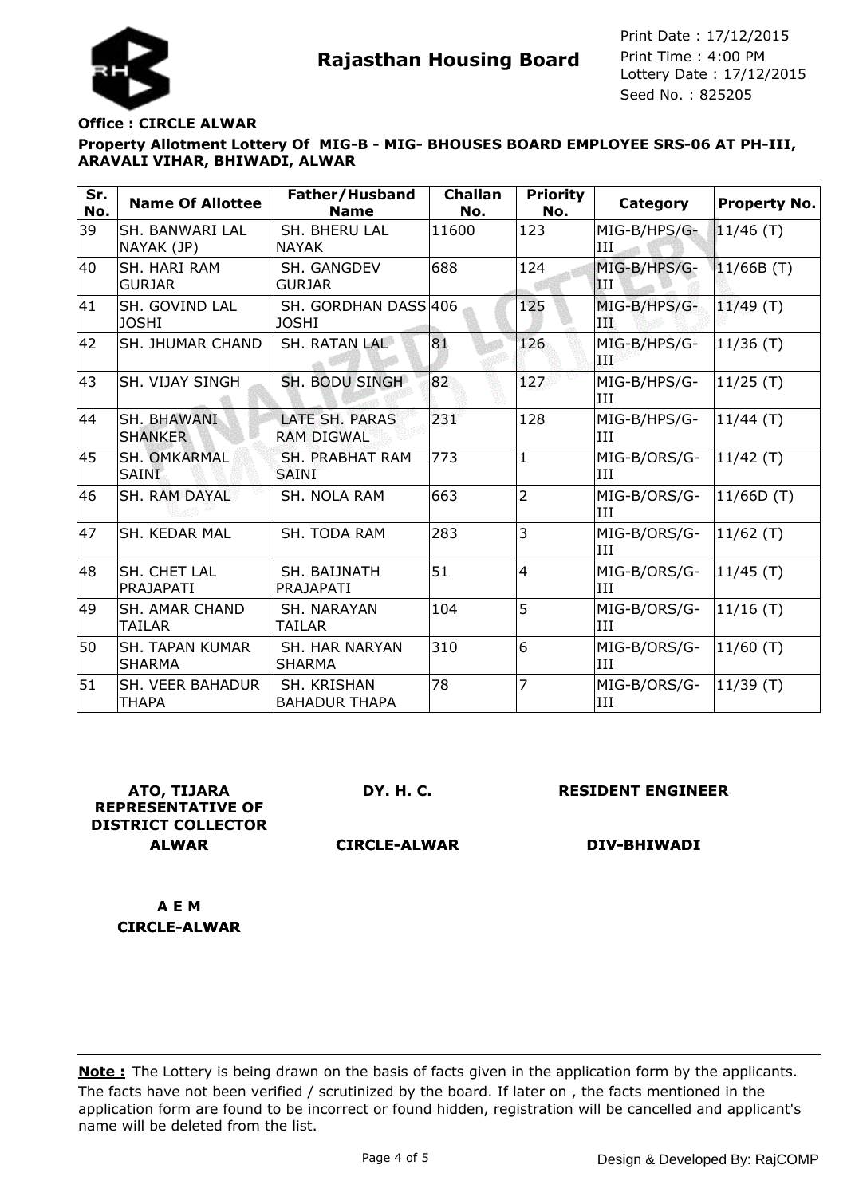**Rajasthan Housing Board**

Print Date : 17/12/2015
Print Time : 4:00 PM
Lottery Date : 17/12/2015
Seed No. : 825205

**Office : CIRCLE ALWAR**

**Property Allotment Lottery Of MIG-B - MIG- BHOUSES BOARD EMPLOYEE SRS-06 AT PH-III, ARAVALI VIHAR, BHIWADI, ALWAR**

| Sr. No. | Name Of Allottee | Father/Husband Name | Challan No. | Priority No. | Category | Property No. |
|---|---|---|---|---|---|---|
| 39 | SH. BANWARI LAL NAYAK (JP) | SH. BHERU LAL NAYAK | 11600 | 123 | MIG-B/HPS/G-III | 11/46 (T) |
| 40 | SH. HARI RAM GURJAR | SH. GANGDEV GURJAR | 688 | 124 | MIG-B/HPS/G-III | 11/66B (T) |
| 41 | SH. GOVIND LAL JOSHI | SH. GORDHAN DASS JOSHI | 406 | 125 | MIG-B/HPS/G-III | 11/49 (T) |
| 42 | SH. JHUMAR CHAND | SH. RATAN LAL | 81 | 126 | MIG-B/HPS/G-III | 11/36 (T) |
| 43 | SH. VIJAY SINGH | SH. BODU SINGH | 82 | 127 | MIG-B/HPS/G-III | 11/25 (T) |
| 44 | SH. BHAWANI SHANKER | LATE SH. PARAS RAM DIGWAL | 231 | 128 | MIG-B/HPS/G-III | 11/44 (T) |
| 45 | SH. OMKARMAL SAINI | SH. PRABHAT RAM SAINI | 773 | 1 | MIG-B/ORS/G-III | 11/42 (T) |
| 46 | SH. RAM DAYAL | SH. NOLA RAM | 663 | 2 | MIG-B/ORS/G-III | 11/66D (T) |
| 47 | SH. KEDAR MAL | SH. TODA RAM | 283 | 3 | MIG-B/ORS/G-III | 11/62 (T) |
| 48 | SH. CHET LAL PRAJAPATI | SH. BAIJNATH PRAJAPATI | 51 | 4 | MIG-B/ORS/G-III | 11/45 (T) |
| 49 | SH. AMAR CHAND TAILAR | SH. NARAYAN TAILAR | 104 | 5 | MIG-B/ORS/G-III | 11/16 (T) |
| 50 | SH. TAPAN KUMAR SHARMA | SH. HAR NARYAN SHARMA | 310 | 6 | MIG-B/ORS/G-III | 11/60 (T) |
| 51 | SH. VEER BAHADUR THAPA | SH. KRISHAN BAHADUR THAPA | 78 | 7 | MIG-B/ORS/G-III | 11/39 (T) |

**ATO, TIJARA REPRESENTATIVE OF DISTRICT COLLECTOR ALWAR**

**DY. H. C. CIRCLE-ALWAR**

**RESIDENT ENGINEER DIV-BHIWADI**

**A E M CIRCLE-ALWAR**

**Note :** The Lottery is being drawn on the basis of facts given in the application form by the applicants. The facts have not been verified / scrutinized by the board. If later on , the facts mentioned in the application form are found to be incorrect or found hidden, registration will be cancelled and applicant's name will be deleted from the list.

Design & Developed By: RajCOMP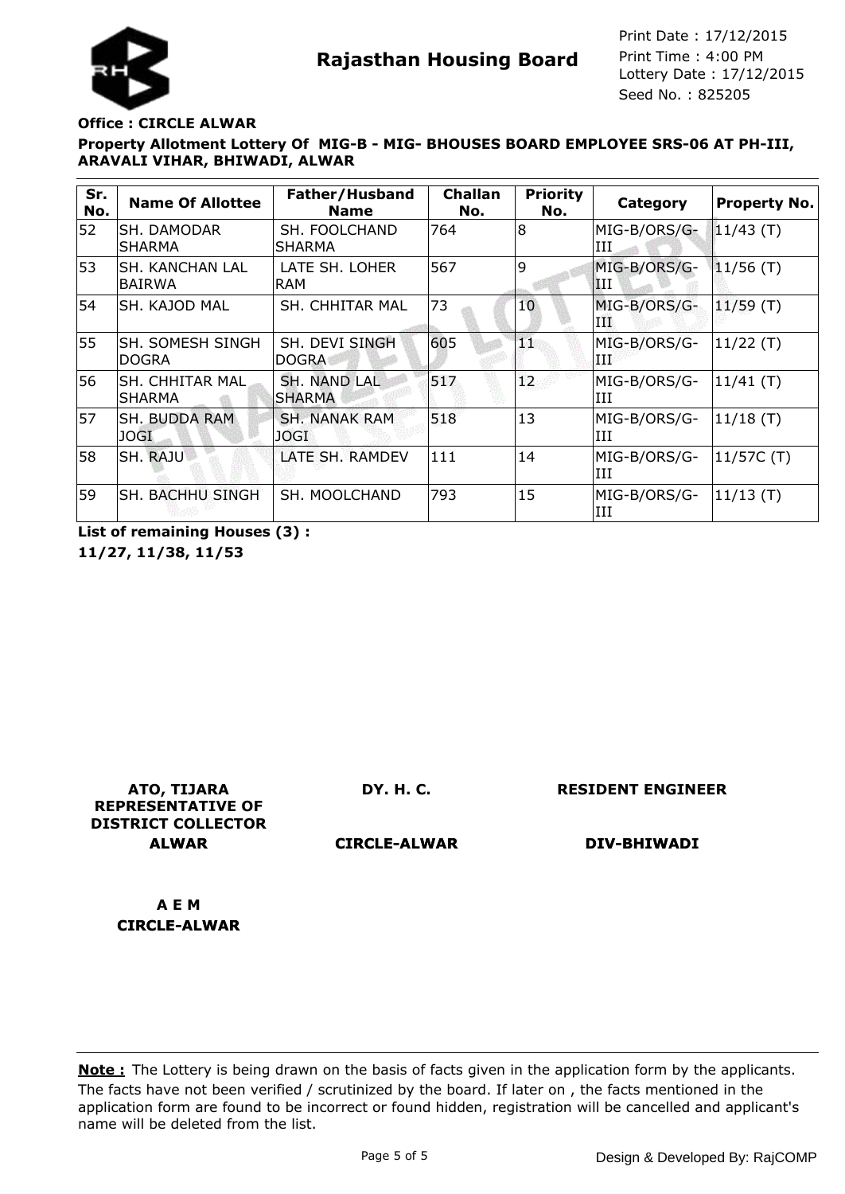**Rajasthan Housing Board**

Print Date : 17/12/2015
Print Time : 4:00 PM
Lottery Date : 17/12/2015
Seed No. : 825205

**Office : CIRCLE ALWAR**

**Property Allotment Lottery Of MIG-B - MIG- BHOUSES BOARD EMPLOYEE SRS-06 AT PH-III, ARAVALI VIHAR, BHIWADI, ALWAR**

| Sr. No. | Name Of Allottee | Father/Husband Name | Challan No. | Priority No. | Category | Property No. |
|---|---|---|---|---|---|---|
| 52 | SH. DAMODAR SHARMA | SH. FOOLCHAND SHARMA | 764 | 8 | MIG-B/ORS/G-III | 11/43 (T) |
| 53 | SH. KANCHAN LAL BAIRWA | LATE SH. LOHER RAM | 567 | 9 | MIG-B/ORS/G-III | 11/56 (T) |
| 54 | SH. KAJOD MAL | SH. CHHITAR MAL | 73 | 10 | MIG-B/ORS/G-III | 11/59 (T) |
| 55 | SH. SOMESH SINGH DOGRA | SH. DEVI SINGH DOGRA | 605 | 11 | MIG-B/ORS/G-III | 11/22 (T) |
| 56 | SH. CHHITAR MAL SHARMA | SH. NAND LAL SHARMA | 517 | 12 | MIG-B/ORS/G-III | 11/41 (T) |
| 57 | SH. BUDDA RAM JOGI | SH. NANAK RAM JOGI | 518 | 13 | MIG-B/ORS/G-III | 11/18 (T) |
| 58 | SH. RAJU | LATE SH. RAMDEV | 111 | 14 | MIG-B/ORS/G-III | 11/57C (T) |
| 59 | SH. BACHHU SINGH | SH. MOOLCHAND | 793 | 15 | MIG-B/ORS/G-III | 11/13 (T) |

**List of remaining Houses (3) :**
**11/27, 11/38, 11/53**

**ATO, TIJARA REPRESENTATIVE OF DISTRICT COLLECTOR ALWAR**

**DY. H. C. CIRCLE-ALWAR**

**RESIDENT ENGINEER DIV-BHIWADI**

**A E M CIRCLE-ALWAR**

**Note :** The Lottery is being drawn on the basis of facts given in the application form by the applicants. The facts have not been verified / scrutinized by the board. If later on , the facts mentioned in the application form are found to be incorrect or found hidden, registration will be cancelled and applicant's name will be deleted from the list.

Design & Developed By: RajCOMP